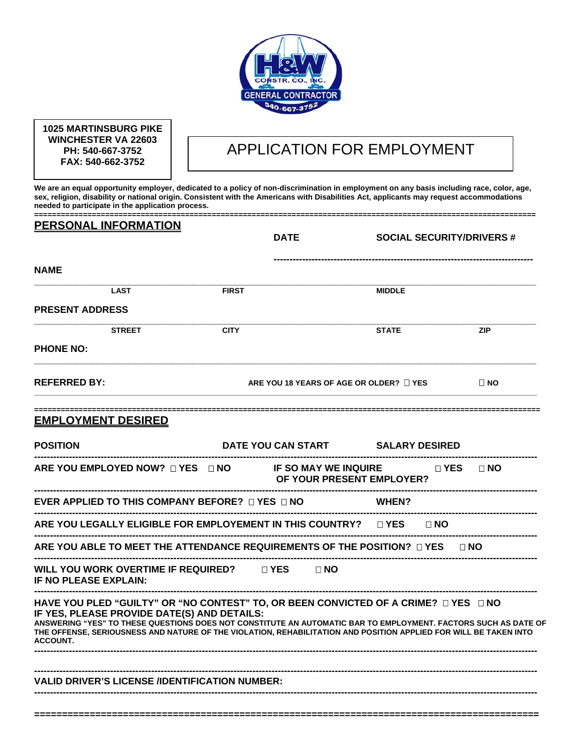**1025 MARTINSBURG PIKE**
**WINCHESTER VA 22603**
**PH: 540-667-3752**
**FAX: 540-662-3752**

# APPLICATION FOR EMPLOYMENT

**We are an equal opportunity employer, dedicated to a policy of non-discrimination in employment on any basis including race, color, age, sex, religion, disability or national origin. Consistent with the Americans with Disabilities Act, applicants may request accommodations needed to participate in the application process.**

## PERSONAL INFORMATION

**DATE** **SOCIAL SECURITY/DRIVERS #**

**NAME**

| LAST | FIRST | MIDDLE |
|---|---|---|

**PRESENT ADDRESS**

| STREET | CITY | STATE | ZIP |
|---|---|---|---|

**PHONE NO:**

**REFERRED BY:** **ARE YOU 18 YEARS OF AGE OR OLDER?** ☐ **YES** ☐ **NO**

## EMPLOYMENT DESIRED

**POSITION** **DATE YOU CAN START** **SALARY DESIRED**

**ARE YOU EMPLOYED NOW?** ☐ **YES** ☐ **NO** **IF SO MAY WE INQUIRE OF YOUR PRESENT EMPLOYER?** ☐ **YES** ☐ **NO**

**EVER APPLIED TO THIS COMPANY BEFORE?** ☐ **YES** ☐ **NO** **WHEN?**

**ARE YOU LEGALLY ELIGIBLE FOR EMPLOYEMENT IN THIS COUNTRY?** ☐ **YES** ☐ **NO**

**ARE YOU ABLE TO MEET THE ATTENDANCE REQUIREMENTS OF THE POSITION?** ☐ **YES** ☐ **NO**

**WILL YOU WORK OVERTIME IF REQUIRED?** ☐ **YES** ☐ **NO**
**IF NO PLEASE EXPLAIN:**

**HAVE YOU PLED "GUILTY" OR "NO CONTEST" TO, OR BEEN CONVICTED OF A CRIME?** ☐ **YES** ☐ **NO**
**IF YES, PLEASE PROVIDE DATE(S) AND DETAILS:**
**ANSWERING "YES" TO THESE QUESTIONS DOES NOT CONSTITUTE AN AUTOMATIC BAR TO EMPLOYMENT. FACTORS SUCH AS DATE OF THE OFFENSE, SERIOUSNESS AND NATURE OF THE VIOLATION, REHABILITATION AND POSITION APPLIED FOR WILL BE TAKEN INTO ACCOUNT.**

**VALID DRIVER'S LICENSE /IDENTIFICATION NUMBER:**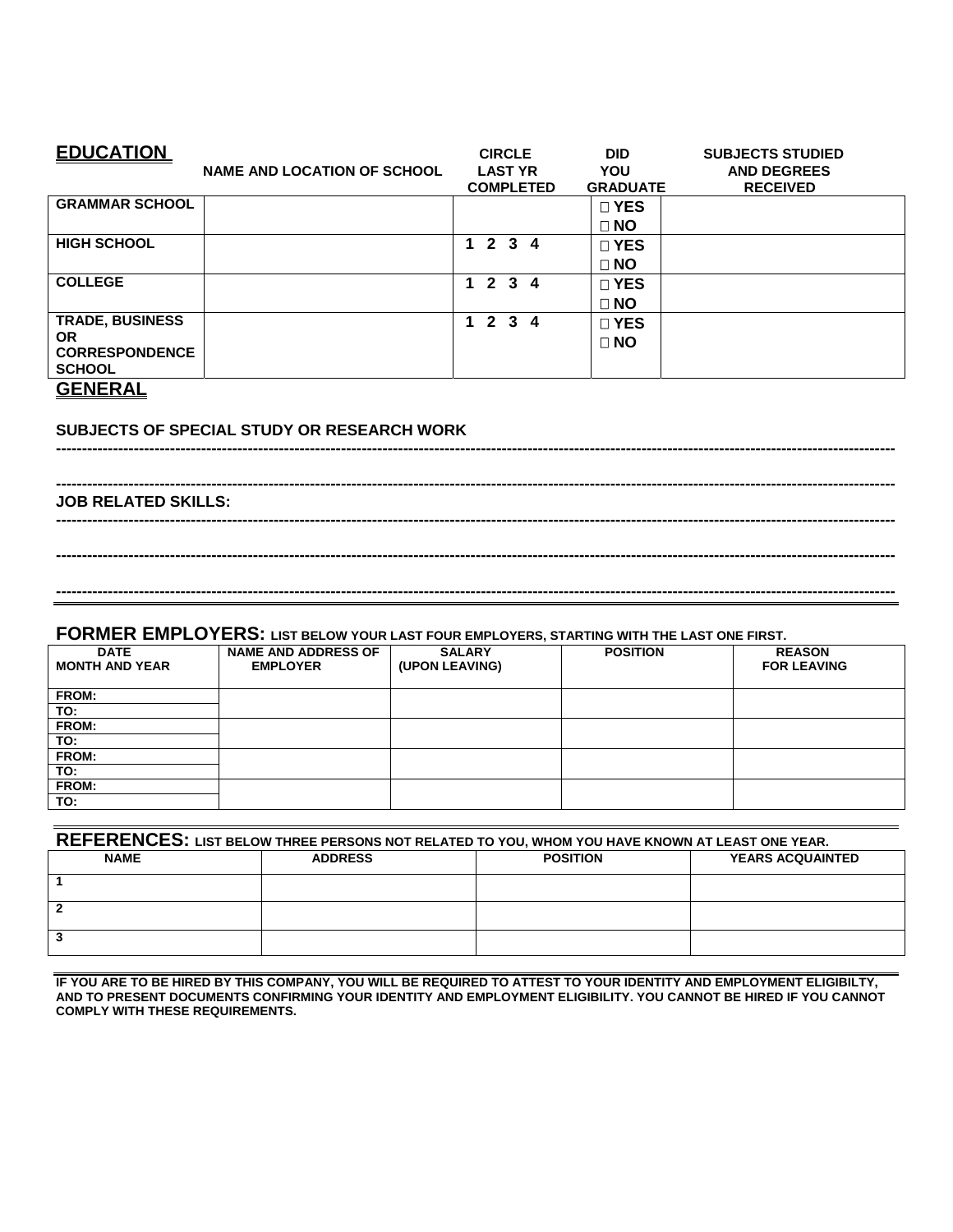## EDUCATION

| | NAME AND LOCATION OF SCHOOL | CIRCLE LAST YR COMPLETED | DID YOU GRADUATE | SUBJECTS STUDIED AND DEGREES RECEIVED |
|---|---|---|---|---|
| GRAMMAR SCHOOL | | | □ YES □ NO | |
| HIGH SCHOOL | | 1 2 3 4 | □ YES □ NO | |
| COLLEGE | | 1 2 3 4 | □ YES □ NO | |
| TRADE, BUSINESS OR CORRESPONDENCE SCHOOL | | 1 2 3 4 | □ YES □ NO | |

## GENERAL

**SUBJECTS OF SPECIAL STUDY OR RESEARCH WORK**

---

---

**JOB RELATED SKILLS:**

---

---

---

## FORMER EMPLOYERS: LIST BELOW YOUR LAST FOUR EMPLOYERS, STARTING WITH THE LAST ONE FIRST.

| DATE MONTH AND YEAR | NAME AND ADDRESS OF EMPLOYER | SALARY (UPON LEAVING) | POSITION | REASON FOR LEAVING |
|---|---|---|---|---|
| FROM: TO: | | | | |
| FROM: TO: | | | | |
| FROM: TO: | | | | |
| FROM: TO: | | | | |

## REFERENCES: LIST BELOW THREE PERSONS NOT RELATED TO YOU, WHOM YOU HAVE KNOWN AT LEAST ONE YEAR.

| NAME | ADDRESS | POSITION | YEARS ACQUAINTED |
|---|---|---|---|
| 1 | | | |
| 2 | | | |
| 3 | | | |

**IF YOU ARE TO BE HIRED BY THIS COMPANY, YOU WILL BE REQUIRED TO ATTEST TO YOUR IDENTITY AND EMPLOYMENT ELIGIBILTY, AND TO PRESENT DOCUMENTS CONFIRMING YOUR IDENTITY AND EMPLOYMENT ELIGIBILITY. YOU CANNOT BE HIRED IF YOU CANNOT COMPLY WITH THESE REQUIREMENTS.**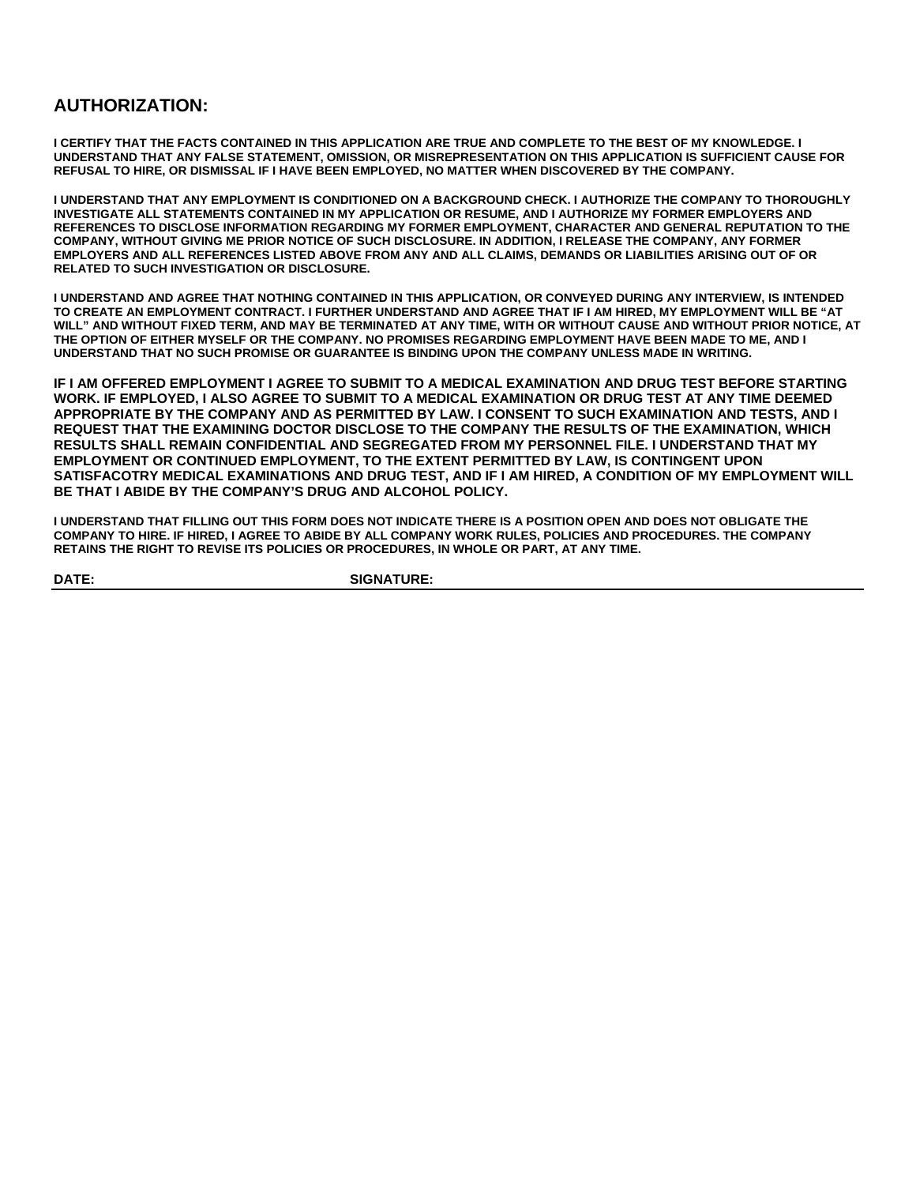## AUTHORIZATION:

**I CERTIFY THAT THE FACTS CONTAINED IN THIS APPLICATION ARE TRUE AND COMPLETE TO THE BEST OF MY KNOWLEDGE. I UNDERSTAND THAT ANY FALSE STATEMENT, OMISSION, OR MISREPRESENTATION ON THIS APPLICATION IS SUFFICIENT CAUSE FOR REFUSAL TO HIRE, OR DISMISSAL IF I HAVE BEEN EMPLOYED, NO MATTER WHEN DISCOVERED BY THE COMPANY.**

**I UNDERSTAND THAT ANY EMPLOYMENT IS CONDITIONED ON A BACKGROUND CHECK. I AUTHORIZE THE COMPANY TO THOROUGHLY INVESTIGATE ALL STATEMENTS CONTAINED IN MY APPLICATION OR RESUME, AND I AUTHORIZE MY FORMER EMPLOYERS AND REFERENCES TO DISCLOSE INFORMATION REGARDING MY FORMER EMPLOYMENT, CHARACTER AND GENERAL REPUTATION TO THE COMPANY, WITHOUT GIVING ME PRIOR NOTICE OF SUCH DISCLOSURE. IN ADDITION, I RELEASE THE COMPANY, ANY FORMER EMPLOYERS AND ALL REFERENCES LISTED ABOVE FROM ANY AND ALL CLAIMS, DEMANDS OR LIABILITIES ARISING OUT OF OR RELATED TO SUCH INVESTIGATION OR DISCLOSURE.**

**I UNDERSTAND AND AGREE THAT NOTHING CONTAINED IN THIS APPLICATION, OR CONVEYED DURING ANY INTERVIEW, IS INTENDED TO CREATE AN EMPLOYMENT CONTRACT. I FURTHER UNDERSTAND AND AGREE THAT IF I AM HIRED, MY EMPLOYMENT WILL BE "AT WILL" AND WITHOUT FIXED TERM, AND MAY BE TERMINATED AT ANY TIME, WITH OR WITHOUT CAUSE AND WITHOUT PRIOR NOTICE, AT THE OPTION OF EITHER MYSELF OR THE COMPANY. NO PROMISES REGARDING EMPLOYMENT HAVE BEEN MADE TO ME, AND I UNDERSTAND THAT NO SUCH PROMISE OR GUARANTEE IS BINDING UPON THE COMPANY UNLESS MADE IN WRITING.**

**IF I AM OFFERED EMPLOYMENT I AGREE TO SUBMIT TO A MEDICAL EXAMINATION AND DRUG TEST BEFORE STARTING WORK. IF EMPLOYED, I ALSO AGREE TO SUBMIT TO A MEDICAL EXAMINATION OR DRUG TEST AT ANY TIME DEEMED APPROPRIATE BY THE COMPANY AND AS PERMITTED BY LAW. I CONSENT TO SUCH EXAMINATION AND TESTS, AND I REQUEST THAT THE EXAMINING DOCTOR DISCLOSE TO THE COMPANY THE RESULTS OF THE EXAMINATION, WHICH RESULTS SHALL REMAIN CONFIDENTIAL AND SEGREGATED FROM MY PERSONNEL FILE. I UNDERSTAND THAT MY EMPLOYMENT OR CONTINUED EMPLOYMENT, TO THE EXTENT PERMITTED BY LAW, IS CONTINGENT UPON SATISFACOTRY MEDICAL EXAMINATIONS AND DRUG TEST, AND IF I AM HIRED, A CONDITION OF MY EMPLOYMENT WILL BE THAT I ABIDE BY THE COMPANY'S DRUG AND ALCOHOL POLICY.**

**I UNDERSTAND THAT FILLING OUT THIS FORM DOES NOT INDICATE THERE IS A POSITION OPEN AND DOES NOT OBLIGATE THE COMPANY TO HIRE. IF HIRED, I AGREE TO ABIDE BY ALL COMPANY WORK RULES, POLICIES AND PROCEDURES. THE COMPANY RETAINS THE RIGHT TO REVISE ITS POLICIES OR PROCEDURES, IN WHOLE OR PART, AT ANY TIME.**

**DATE:** \_\_\_\_\_\_\_\_\_\_\_\_\_\_\_\_\_\_\_\_ **SIGNATURE:** \_\_\_\_\_\_\_\_\_\_\_\_\_\_\_\_\_\_\_\_\_\_\_\_\_\_\_\_\_\_\_\_\_\_\_\_\_\_\_\_